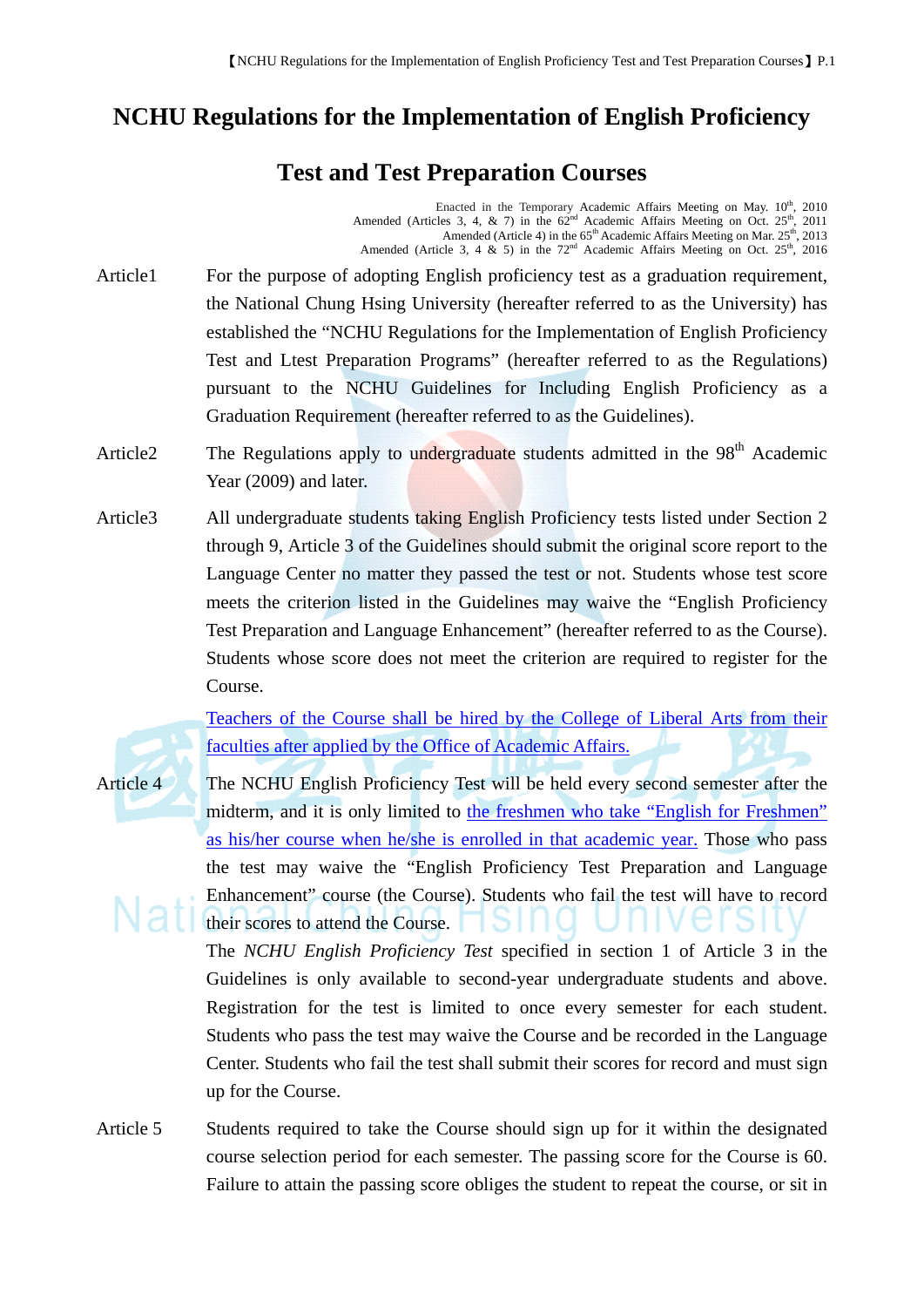# NCHU Regulations for the Implementation of English Proficiency Test and Test Preparation Courses

Enacted in the Temporary Academic Affairs Meeting on May. 10th, 2010
Amended (Articles 3, 4, & 7) in the 62nd Academic Affairs Meeting on Oct. 25th, 2011
Amended (Article 4) in the 65th Academic Affairs Meeting on Mar. 25th, 2013
Amended (Article 3, 4 & 5) in the 72nd Academic Affairs Meeting on Oct. 25th, 2016

**Article1** For the purpose of adopting English proficiency test as a graduation requirement, the National Chung Hsing University (hereafter referred to as the University) has established the "NCHU Regulations for the Implementation of English Proficiency Test and Ltest Preparation Programs" (hereafter referred to as the Regulations) pursuant to the NCHU Guidelines for Including English Proficiency as a Graduation Requirement (hereafter referred to as the Guidelines).

**Article2** The Regulations apply to undergraduate students admitted in the 98th Academic Year (2009) and later.

**Article3** All undergraduate students taking English Proficiency tests listed under Section 2 through 9, Article 3 of the Guidelines should submit the original score report to the Language Center no matter they passed the test or not. Students whose test score meets the criterion listed in the Guidelines may waive the "English Proficiency Test Preparation and Language Enhancement" (hereafter referred to as the Course). Students whose score does not meet the criterion are required to register for the Course.

<u>Teachers of the Course shall be hired by the College of Liberal Arts from their faculties after applied by the Office of Academic Affairs.</u>

**Article 4** The NCHU English Proficiency Test will be held every second semester after the midterm, and it is only limited to <u>the freshmen who take "English for Freshmen" as his/her course when he/she is enrolled in that academic year.</u> Those who pass the test may waive the "English Proficiency Test Preparation and Language Enhancement" course (the Course). Students who fail the test will have to record their scores to attend the Course.

The *NCHU English Proficiency Test* specified in section 1 of Article 3 in the Guidelines is only available to second-year undergraduate students and above. Registration for the test is limited to once every semester for each student. Students who pass the test may waive the Course and be recorded in the Language Center. Students who fail the test shall submit their scores for record and must sign up for the Course.

**Article 5** Students required to take the Course should sign up for it within the designated course selection period for each semester. The passing score for the Course is 60. Failure to attain the passing score obliges the student to repeat the course, or sit in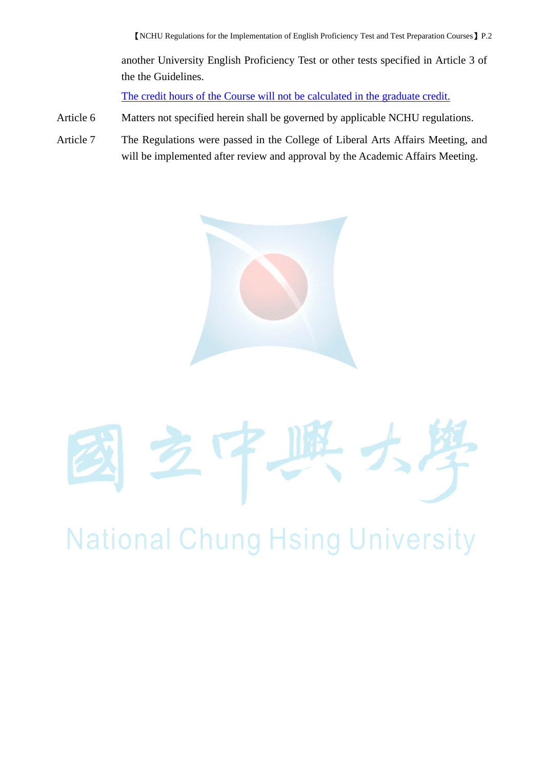another University English Proficiency Test or other tests specified in Article 3 of the the Guidelines.

The credit hours of the Course will not be calculated in the graduate credit.

Article 6 Matters not specified herein shall be governed by applicable NCHU regulations.

Article 7 The Regulations were passed in the College of Liberal Arts Affairs Meeting, and will be implemented after review and approval by the Academic Affairs Meeting.